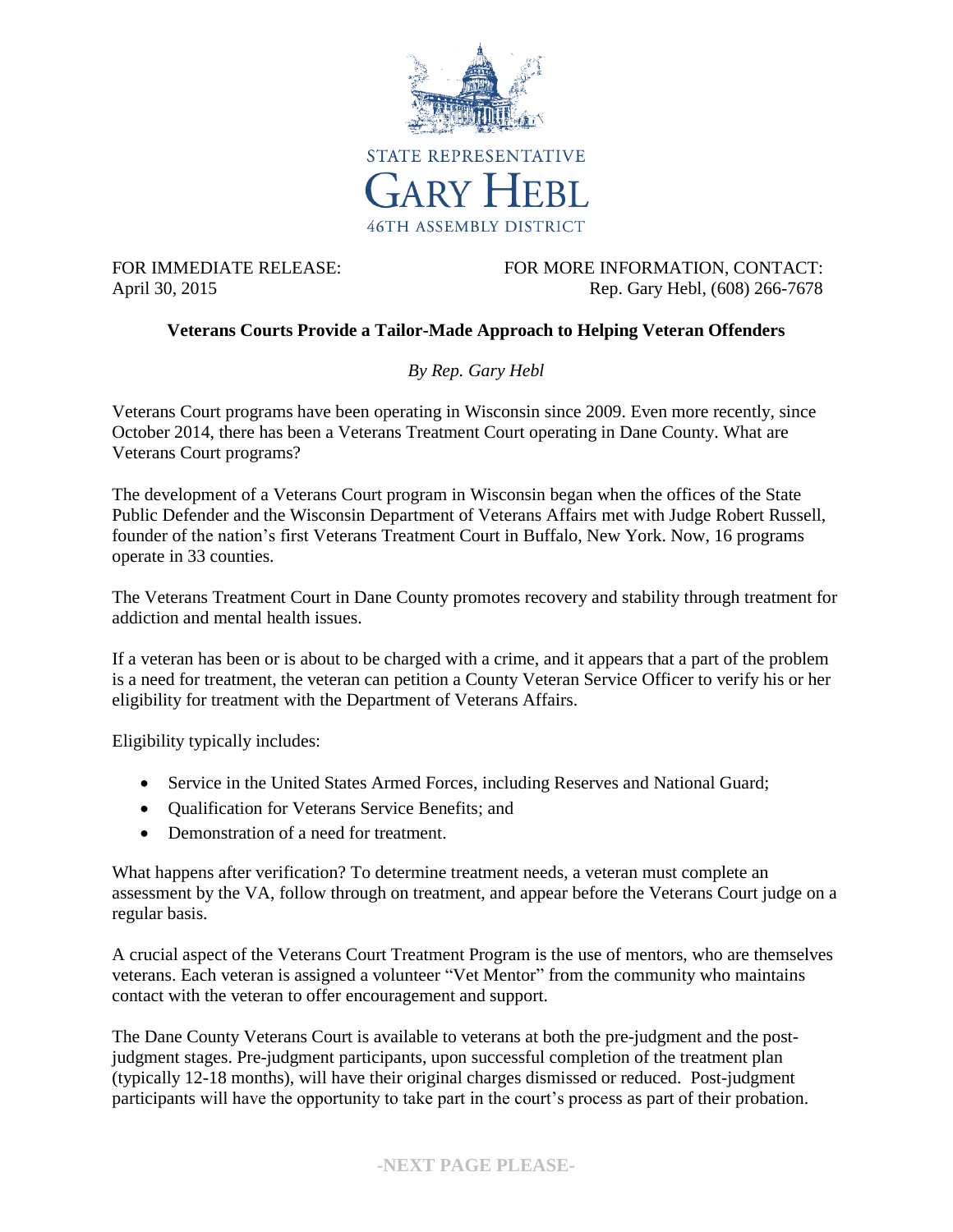STATE REPRESENTATIVE

GARY HEBL

46TH ASSEMBLY DISTRICT

FOR IMMEDIATE RELEASE:
April 30, 2015

FOR MORE INFORMATION, CONTACT:
Rep. Gary Hebl, (608) 266-7678

**Veterans Courts Provide a Tailor-Made Approach to Helping Veteran Offenders**

*By Rep. Gary Hebl*

Veterans Court programs have been operating in Wisconsin since 2009. Even more recently, since October 2014, there has been a Veterans Treatment Court operating in Dane County. What are Veterans Court programs?

The development of a Veterans Court program in Wisconsin began when the offices of the State Public Defender and the Wisconsin Department of Veterans Affairs met with Judge Robert Russell, founder of the nation's first Veterans Treatment Court in Buffalo, New York. Now, 16 programs operate in 33 counties.

The Veterans Treatment Court in Dane County promotes recovery and stability through treatment for addiction and mental health issues.

If a veteran has been or is about to be charged with a crime, and it appears that a part of the problem is a need for treatment, the veteran can petition a County Veteran Service Officer to verify his or her eligibility for treatment with the Department of Veterans Affairs.

Eligibility typically includes:

- Service in the United States Armed Forces, including Reserves and National Guard;
- Qualification for Veterans Service Benefits; and
- Demonstration of a need for treatment.

What happens after verification? To determine treatment needs, a veteran must complete an assessment by the VA, follow through on treatment, and appear before the Veterans Court judge on a regular basis.

A crucial aspect of the Veterans Court Treatment Program is the use of mentors, who are themselves veterans. Each veteran is assigned a volunteer "Vet Mentor" from the community who maintains contact with the veteran to offer encouragement and support.

The Dane County Veterans Court is available to veterans at both the pre-judgment and the post-judgment stages. Pre-judgment participants, upon successful completion of the treatment plan (typically 12-18 months), will have their original charges dismissed or reduced. Post-judgment participants will have the opportunity to take part in the court's process as part of their probation.

-NEXT PAGE PLEASE-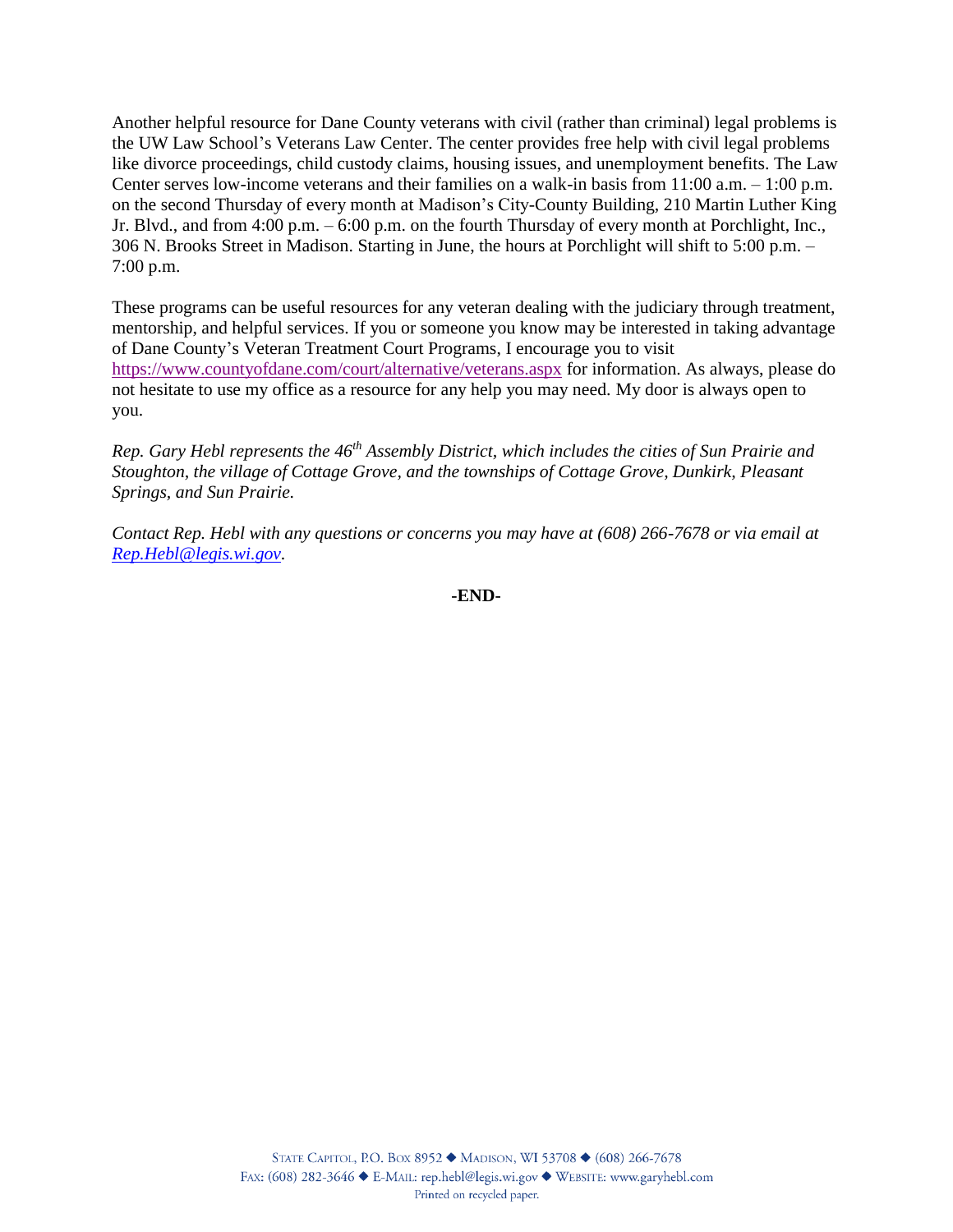Another helpful resource for Dane County veterans with civil (rather than criminal) legal problems is the UW Law School's Veterans Law Center. The center provides free help with civil legal problems like divorce proceedings, child custody claims, housing issues, and unemployment benefits. The Law Center serves low-income veterans and their families on a walk-in basis from 11:00 a.m. – 1:00 p.m. on the second Thursday of every month at Madison's City-County Building, 210 Martin Luther King Jr. Blvd., and from 4:00 p.m. – 6:00 p.m. on the fourth Thursday of every month at Porchlight, Inc., 306 N. Brooks Street in Madison. Starting in June, the hours at Porchlight will shift to 5:00 p.m. – 7:00 p.m.

These programs can be useful resources for any veteran dealing with the judiciary through treatment, mentorship, and helpful services. If you or someone you know may be interested in taking advantage of Dane County's Veteran Treatment Court Programs, I encourage you to visit https://www.countyofdane.com/court/alternative/veterans.aspx for information. As always, please do not hesitate to use my office as a resource for any help you may need. My door is always open to you.

*Rep. Gary Hebl represents the 46th Assembly District, which includes the cities of Sun Prairie and Stoughton, the village of Cottage Grove, and the townships of Cottage Grove, Dunkirk, Pleasant Springs, and Sun Prairie.*

*Contact Rep. Hebl with any questions or concerns you may have at (608) 266-7678 or via email at Rep.Hebl@legis.wi.gov.*

**-END-**

State Capitol, P.O. Box 8952 ◆ Madison, WI 53708 ◆ (608) 266-7678
Fax: (608) 282-3646 ◆ E-Mail: rep.hebl@legis.wi.gov ◆ Website: www.garyhebl.com
Printed on recycled paper.